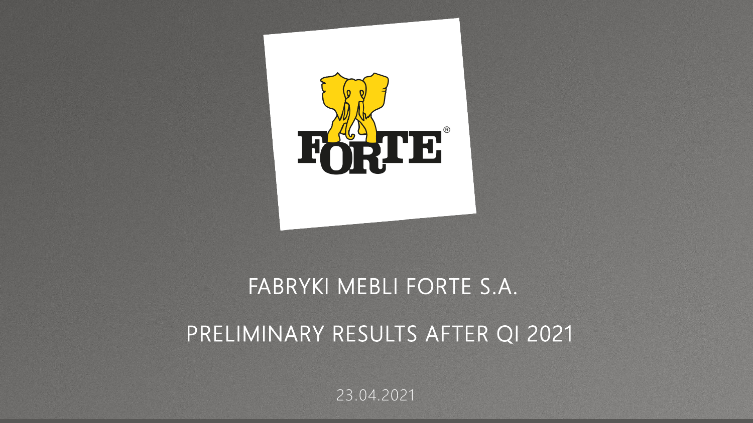# FABRYKI MEBLI FORTE S.A.

## PRELIMINARY RESULTS AFTER QI 2021

23.04.2021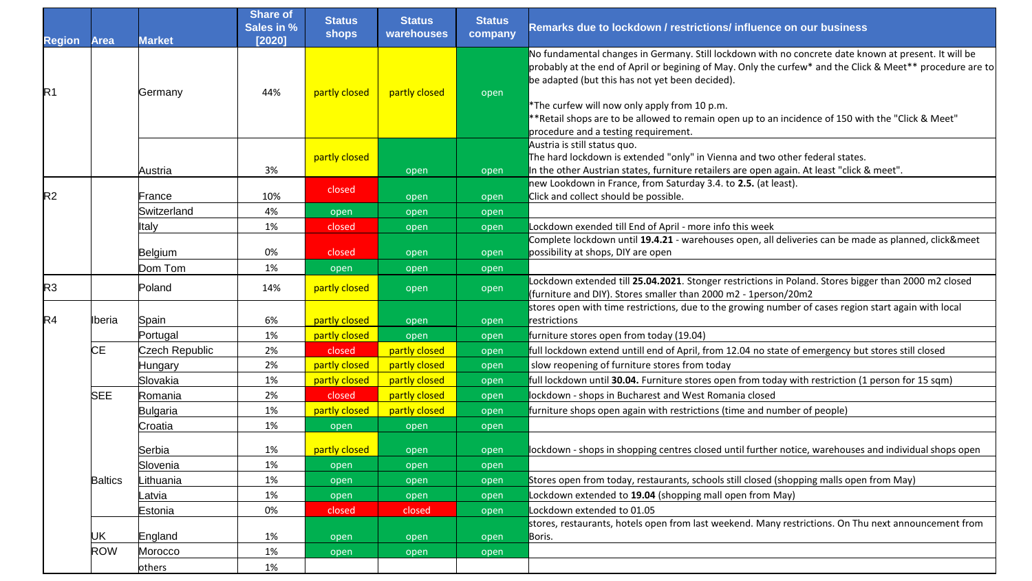| Region | Area | Market | Share of Sales in % [2020] | Status shops | Status warehouses | Status company | Remarks due to lockdown / restrictions/ influence on our business |
|---|---|---|---|---|---|---|---|
| R1 | | Germany | 44% | partly closed | partly closed | open | No fundamental changes in Germany. Still lockdown with no concrete date known at present. It will be probably at the end of April or begining of May. Only the curfew* and the Click & Meet** procedure are to be adapted (but this has not yet been decided).<br><br>*The curfew will now only apply from 10 p.m.<br>**Retail shops are to be allowed to remain open up to an incidence of 150 with the "Click & Meet" procedure and a testing requirement. |
| | | Austria | 3% | partly closed | open | open | Austria is still status quo.<br>The hard lockdown is extended "only" in Vienna and two other federal states.<br>In the other Austrian states, furniture retailers are open again. At least "click & meet". |
| R2 | | France | 10% | closed | open | open | new Lookdown in France, from Saturday 3.4. to **2.5.** (at least).<br>Click and collect should be possible. |
| | | Switzerland | 4% | open | open | open | |
| | | Italy | 1% | closed | open | open | Lockdown exended till End of April - more info this week |
| | | Belgium | 0% | closed | open | open | Complete lockdown until **19.4.21** - warehouses open, all deliveries can be made as planned, click&meet possibility at shops, DIY are open |
| | | Dom Tom | 1% | open | open | open | |
| R3 | | Poland | 14% | partly closed | open | open | Lockdown extended till **25.04.2021**. Stonger restrictions in Poland. Stores bigger than 2000 m2 closed (furniture and DIY). Stores smaller than 2000 m2 - 1person/20m2 |
| R4 | Iberia | Spain | 6% | partly closed | open | open | stores open with time restrictions, due to the growing number of cases region start again with local restrictions |
| | | Portugal | 1% | partly closed | open | open | furniture stores open from today (19.04) |
| | CE | Czech Republic | 2% | closed | partly closed | open | full lockdown extend untill end of April, from 12.04 no state of emergency but stores still closed |
| | | Hungary | 2% | partly closed | partly closed | open | slow reopening of furniture stores from today |
| | | Slovakia | 1% | partly closed | partly closed | open | full lockdown until **30.04.** Furniture stores open from today with restriction (1 person for 15 sqm) |
| | SEE | Romania | 2% | closed | partly closed | open | lockdown - shops in Bucharest and West Romania closed |
| | | Bulgaria | 1% | partly closed | partly closed | open | furniture shops open again with restrictions (time and number of people) |
| | | Croatia | 1% | open | open | open | |
| | | Serbia | 1% | partly closed | open | open | lockdown - shops in shopping centres closed until further notice, warehouses and individual shops open |
| | | Slovenia | 1% | open | open | open | |
| | Baltics | Lithuania | 1% | open | open | open | Stores open from today, restaurants, schools still closed (shopping malls open from May) |
| | | Latvia | 1% | open | open | open | Lockdown extended to **19.04** (shopping mall open from May) |
| | | Estonia | 0% | closed | closed | open | Lockdown extended to 01.05 |
| | UK | England | 1% | open | open | open | stores, restaurants, hotels open from last weekend. Many restrictions. On Thu next announcement from Boris. |
| | ROW | Morocco | 1% | open | open | open | |
| | | others | 1% | | | | |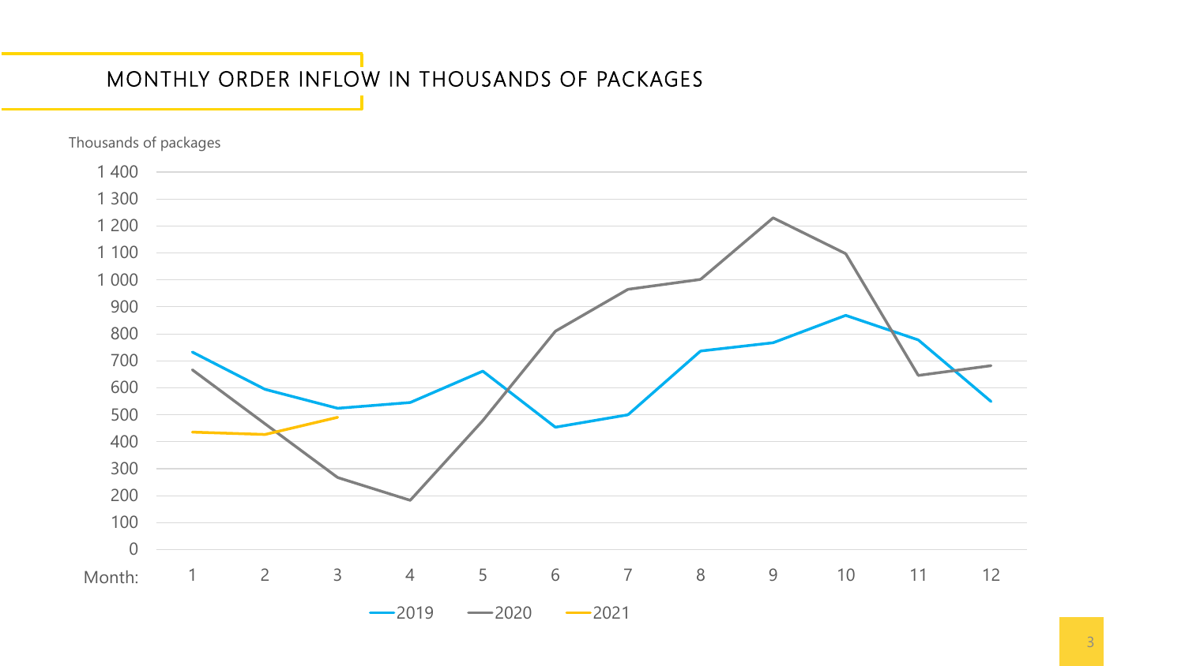# MONTHLY ORDER INFLOW IN THOUSANDS OF PACKAGES

Thousands of packages

1 400
1 300
1 200
1 100
1 000
900
800
700
600
500
400
300
200
100
0

Month: 1 2 3 4 5 6 7 8 9 10 11 12

2019 2020 2021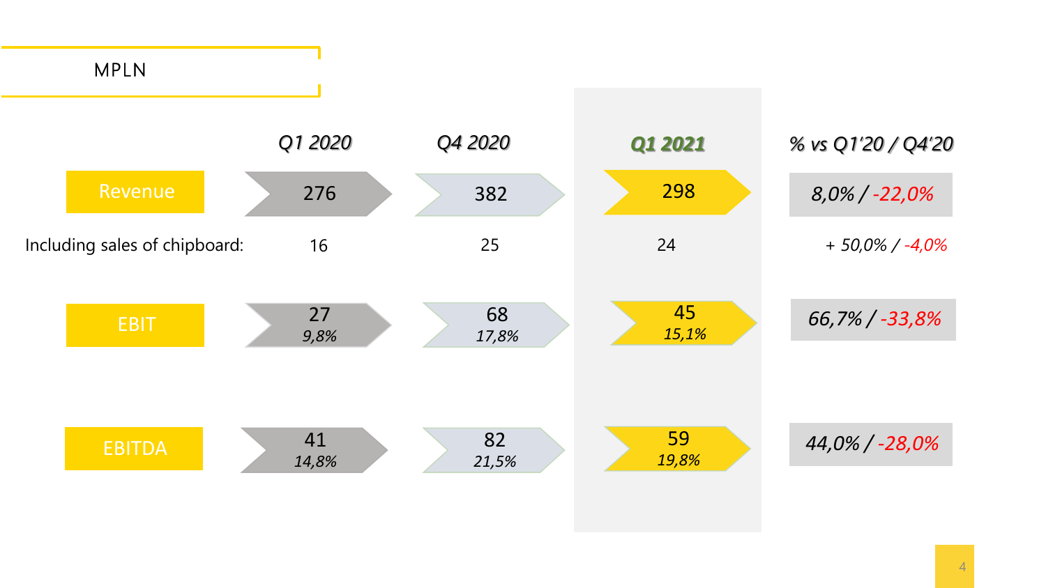# MPLN

| | Q1 2020 | Q4 2020 | Q1 2021 | % vs Q1'20 / Q4'20 |
|---|---|---|---|---|
| Revenue | 276 | 382 | 298 | *8,0% / -22,0%* |
| Including sales of chipboard: | 16 | 25 | 24 | *+ 50,0% / -4,0%* |
| EBIT | 27<br>*9,8%* | 68<br>*17,8%* | 45<br>*15,1%* | *66,7% / -33,8%* |
| EBITDA | 41<br>*14,8%* | 82<br>*21,5%* | 59<br>*19,8%* | *44,0% / -28,0%* |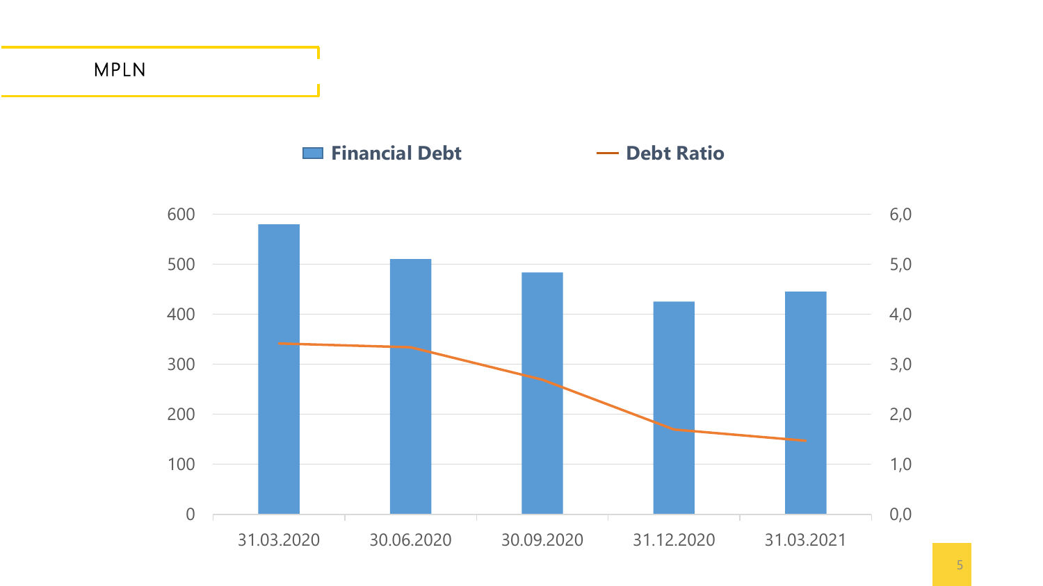# MPLN

Financial Debt | Debt Ratio

600 | 6,0
500 | 5,0
400 | 4,0
300 | 3,0
200 | 2,0
100 | 1,0
0 | 0,0

31.03.2020 | 30.06.2020 | 30.09.2020 | 31.12.2020 | 31.03.2021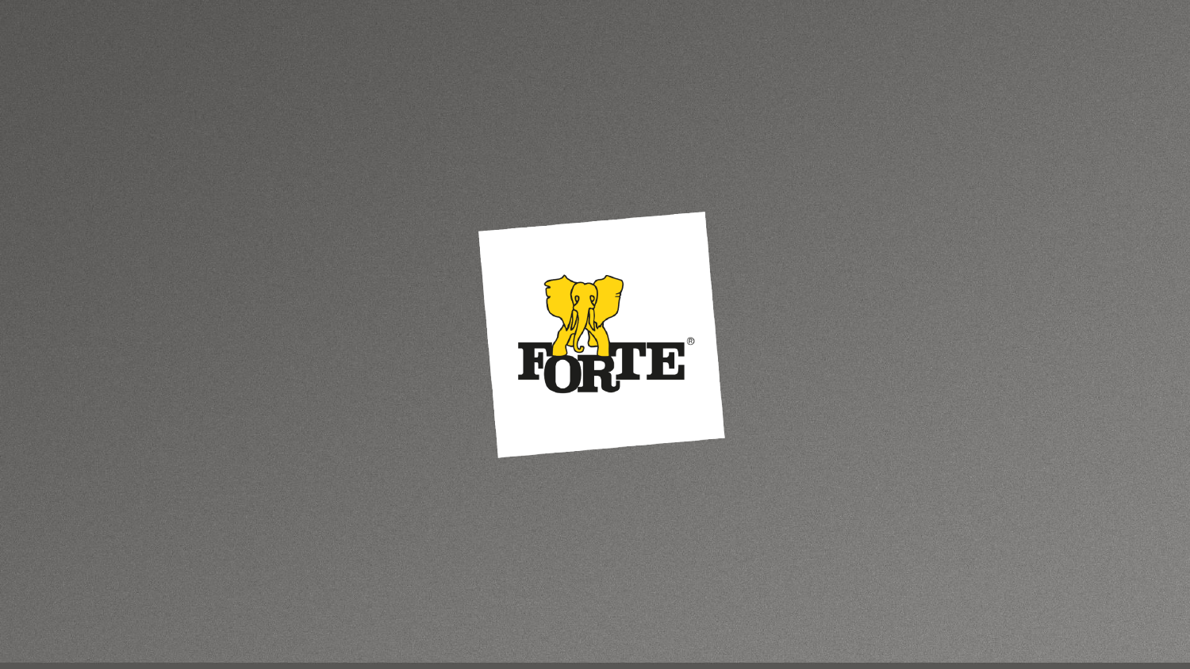FORTE®